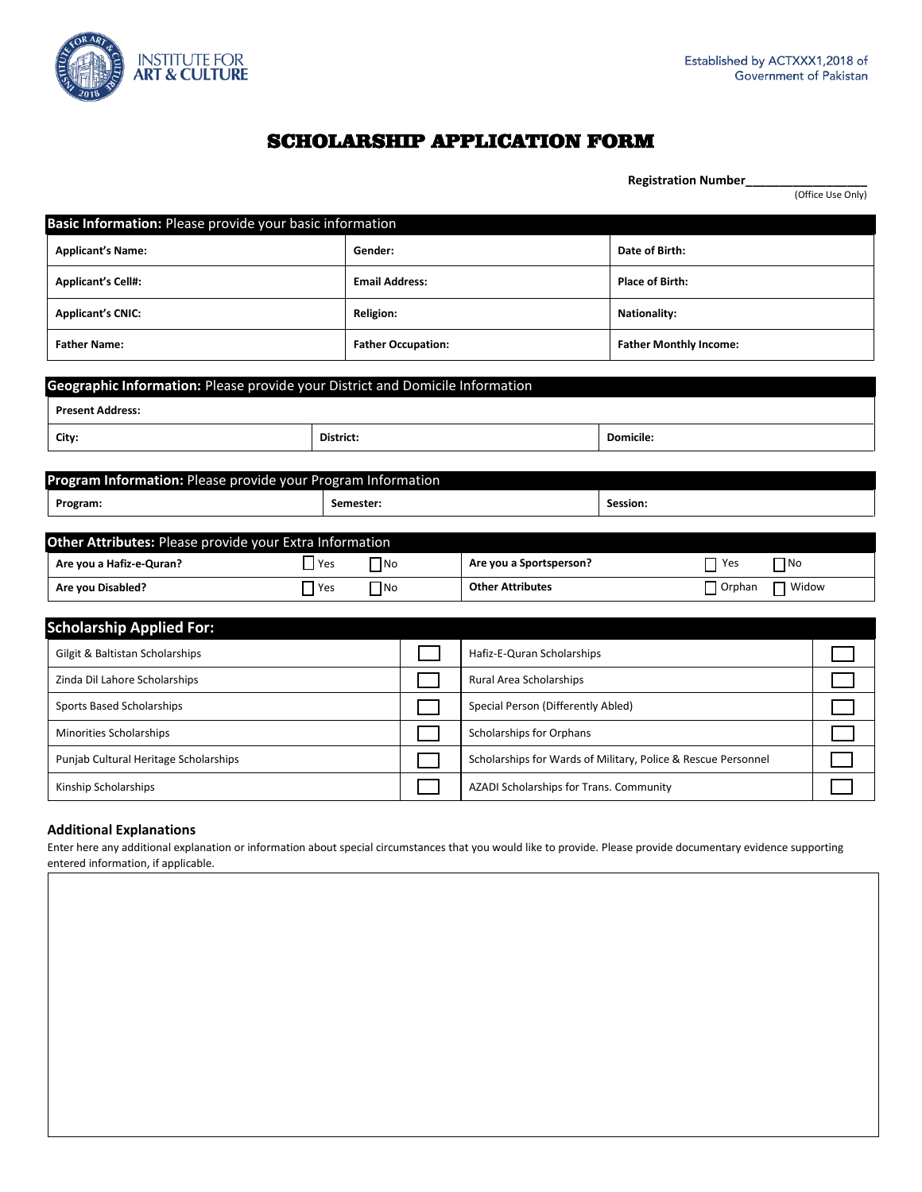INSTITUTE FOR ART & CULTURE

Established by ACTXXX1,2018 of Government of Pakistan

# SCHOLARSHIP APPLICATION FORM

**Registration Number**__________________
(Office Use Only)

| **Basic Information:** Please provide your basic information | | |
|---|---|---|
| **Applicant's Name:** | **Gender:** | **Date of Birth:** |
| **Applicant's Cell#:** | **Email Address:** | **Place of Birth:** |
| **Applicant's CNIC:** | **Religion:** | **Nationality:** |
| **Father Name:** | **Father Occupation:** | **Father Monthly Income:** |

| **Geographic Information:** Please provide your District and Domicile Information | | |
|---|---|---|
| **Present Address:** | | |
| **City:** | **District:** | **Domicile:** |

| **Program Information:** Please provide your Program Information | | |
|---|---|---|
| **Program:** | **Semester:** | **Session:** |

| **Other Attributes:** Please provide your Extra Information | | | |
|---|---|---|---|
| **Are you a Hafiz-e-Quran?** | ☐ Yes ☐ No | **Are you a Sportsperson?** | ☐ Yes ☐ No |
| **Are you Disabled?** | ☐ Yes ☐ No | **Other Attributes** | ☐ Orphan ☐ Widow |

| **Scholarship Applied For:** | | | |
|---|---|---|---|
| Gilgit & Baltistan Scholarships | ☐ | Hafiz-E-Quran Scholarships | ☐ |
| Zinda Dil Lahore Scholarships | ☐ | Rural Area Scholarships | ☐ |
| Sports Based Scholarships | ☐ | Special Person (Differently Abled) | ☐ |
| Minorities Scholarships | ☐ | Scholarships for Orphans | ☐ |
| Punjab Cultural Heritage Scholarships | ☐ | Scholarships for Wards of Military, Police & Rescue Personnel | ☐ |
| Kinship Scholarships | ☐ | AZADI Scholarships for Trans. Community | ☐ |

### Additional Explanations

Enter here any additional explanation or information about special circumstances that you would like to provide. Please provide documentary evidence supporting entered information, if applicable.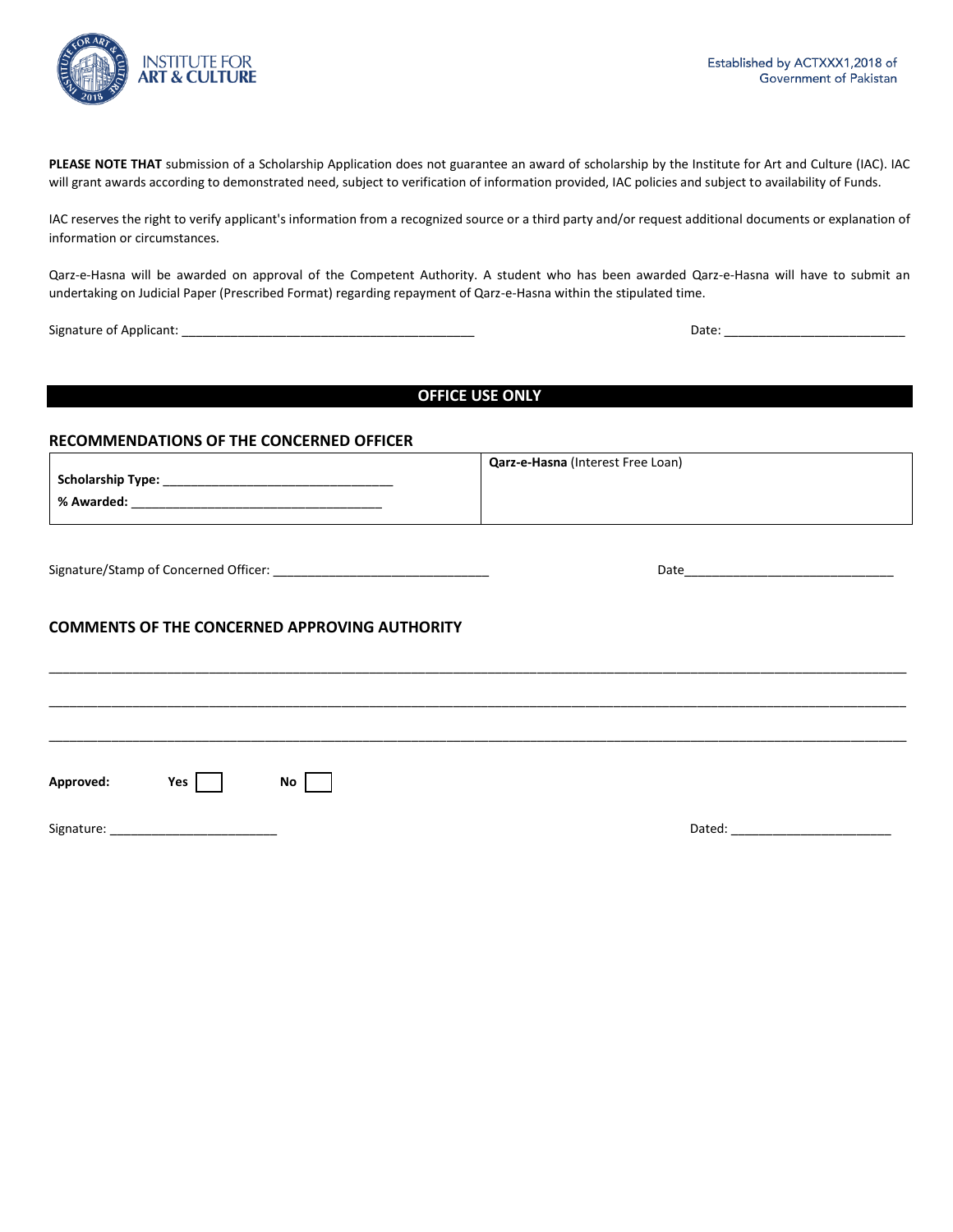INSTITUTE FOR ART & CULTURE

Established by ACTXXX1,2018 of Government of Pakistan

**PLEASE NOTE THAT** submission of a Scholarship Application does not guarantee an award of scholarship by the Institute for Art and Culture (IAC). IAC will grant awards according to demonstrated need, subject to verification of information provided, IAC policies and subject to availability of Funds.

IAC reserves the right to verify applicant's information from a recognized source or a third party and/or request additional documents or explanation of information or circumstances.

Qarz-e-Hasna will be awarded on approval of the Competent Authority. A student who has been awarded Qarz-e-Hasna will have to submit an undertaking on Judicial Paper (Prescribed Format) regarding repayment of Qarz-e-Hasna within the stipulated time.

Signature of Applicant: ___________________________________________ Date: __________________________

## OFFICE USE ONLY

### RECOMMENDATIONS OF THE CONCERNED OFFICER

| | |
|---|---|
| **Scholarship Type:** _________________________________<br>**% Awarded:** ____________________________________ | **Qarz-e-Hasna** (Interest Free Loan) |

Signature/Stamp of Concerned Officer: _______________________________ Date______________________________

### COMMENTS OF THE CONCERNED APPROVING AUTHORITY

_____________________________________________________________________________________________________

_____________________________________________________________________________________________________

_____________________________________________________________________________________________________

**Approved:** **Yes** ☐ **No** ☐

Signature: ________________________ Dated: _______________________